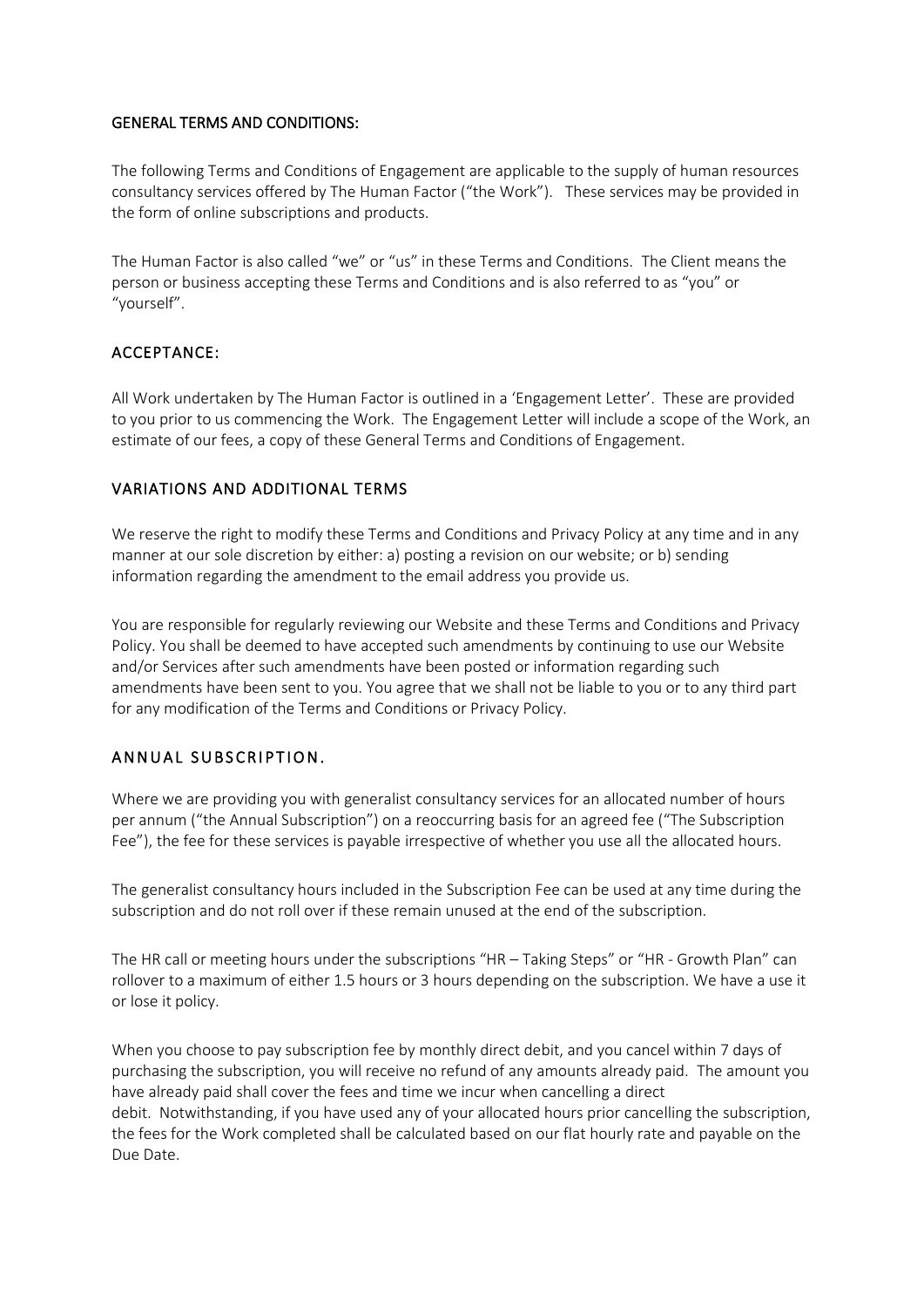## GENERAL TERMS AND CONDITIONS:

The following Terms and Conditions of Engagement are applicable to the supply of human resources consultancy services offered by The Human Factor ("the Work"). These services may be provided in the form of online subscriptions and products.

The Human Factor is also called "we" or "us" in these Terms and Conditions. The Client means the person or business accepting these Terms and Conditions and is also referred to as "you" or "yourself".

## ACCEPTANCE:

All Work undertaken by The Human Factor is outlined in a 'Engagement Letter'. These are provided to you prior to us commencing the Work. The Engagement Letter will include a scope of the Work, an estimate of our fees, a copy of these General Terms and Conditions of Engagement.

## VARIATIONS AND ADDITIONAL TERMS

We reserve the right to modify these Terms and Conditions and Privacy Policy at any time and in any manner at our sole discretion by either: a) posting a revision on our website; or b) sending information regarding the amendment to the email address you provide us.

You are responsible for regularly reviewing our Website and these Terms and Conditions and Privacy Policy. You shall be deemed to have accepted such amendments by continuing to use our Website and/or Services after such amendments have been posted or information regarding such amendments have been sent to you. You agree that we shall not be liable to you or to any third part for any modification of the Terms and Conditions or Privacy Policy.

## ANNUAL SUBSCRIPTION.

Where we are providing you with generalist consultancy services for an allocated number of hours per annum ("the Annual Subscription") on a reoccurring basis for an agreed fee ("The Subscription Fee"), the fee for these services is payable irrespective of whether you use all the allocated hours.

The generalist consultancy hours included in the Subscription Fee can be used at any time during the subscription and do not roll over if these remain unused at the end of the subscription.

The HR call or meeting hours under the subscriptions "HR – Taking Steps" or "HR - Growth Plan" can rollover to a maximum of either 1.5 hours or 3 hours depending on the subscription. We have a use it or lose it policy.

When you choose to pay subscription fee by monthly direct debit, and you cancel within 7 days of purchasing the subscription, you will receive no refund of any amounts already paid. The amount you have already paid shall cover the fees and time we incur when cancelling a direct debit. Notwithstanding, if you have used any of your allocated hours prior cancelling the subscription, the fees for the Work completed shall be calculated based on our flat hourly rate and payable on the Due Date.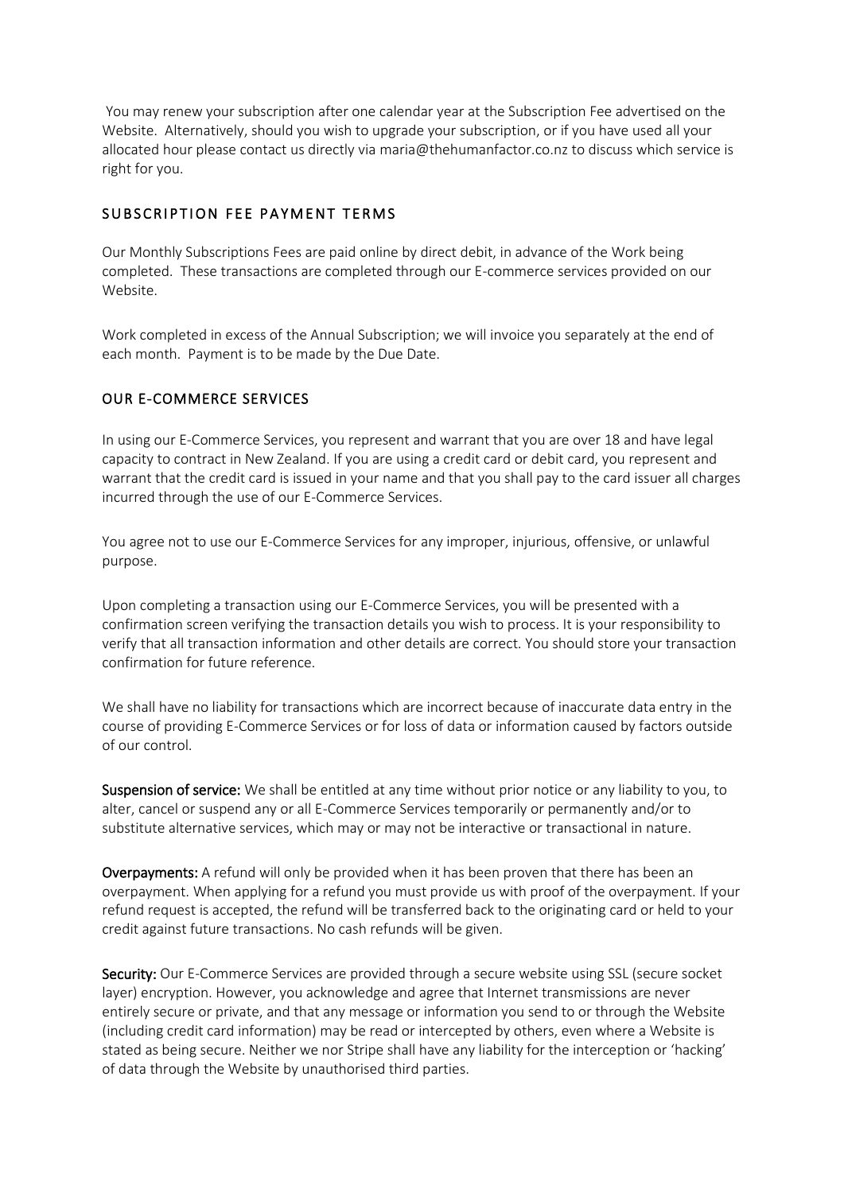You may renew your subscription after one calendar year at the Subscription Fee advertised on the Website. Alternatively, should you wish to upgrade your subscription, or if you have used all your allocated hour please contact us directly via maria@thehumanfactor.co.nz to discuss which service is right for you.

## SUBSCRIPTION FEE PAYMENT TERMS

Our Monthly Subscriptions Fees are paid online by direct debit, in advance of the Work being completed. These transactions are completed through our E-commerce services provided on our Website.

Work completed in excess of the Annual Subscription; we will invoice you separately at the end of each month. Payment is to be made by the Due Date.

## OUR E-COMMERCE SERVICES

In using our E-Commerce Services, you represent and warrant that you are over 18 and have legal capacity to contract in New Zealand. If you are using a credit card or debit card, you represent and warrant that the credit card is issued in your name and that you shall pay to the card issuer all charges incurred through the use of our E-Commerce Services.

You agree not to use our E-Commerce Services for any improper, injurious, offensive, or unlawful purpose.

Upon completing a transaction using our E-Commerce Services, you will be presented with a confirmation screen verifying the transaction details you wish to process. It is your responsibility to verify that all transaction information and other details are correct. You should store your transaction confirmation for future reference.

We shall have no liability for transactions which are incorrect because of inaccurate data entry in the course of providing E-Commerce Services or for loss of data or information caused by factors outside of our control.

**Suspension of service:** We shall be entitled at any time without prior notice or any liability to you, to alter, cancel or suspend any or all E-Commerce Services temporarily or permanently and/or to substitute alternative services, which may or may not be interactive or transactional in nature.

**Overpayments:** A refund will only be provided when it has been proven that there has been an overpayment. When applying for a refund you must provide us with proof of the overpayment. If your refund request is accepted, the refund will be transferred back to the originating card or held to your credit against future transactions. No cash refunds will be given.

**Security:** Our E-Commerce Services are provided through a secure website using SSL (secure socket layer) encryption. However, you acknowledge and agree that Internet transmissions are never entirely secure or private, and that any message or information you send to or through the Website (including credit card information) may be read or intercepted by others, even where a Website is stated as being secure. Neither we nor Stripe shall have any liability for the interception or 'hacking' of data through the Website by unauthorised third parties.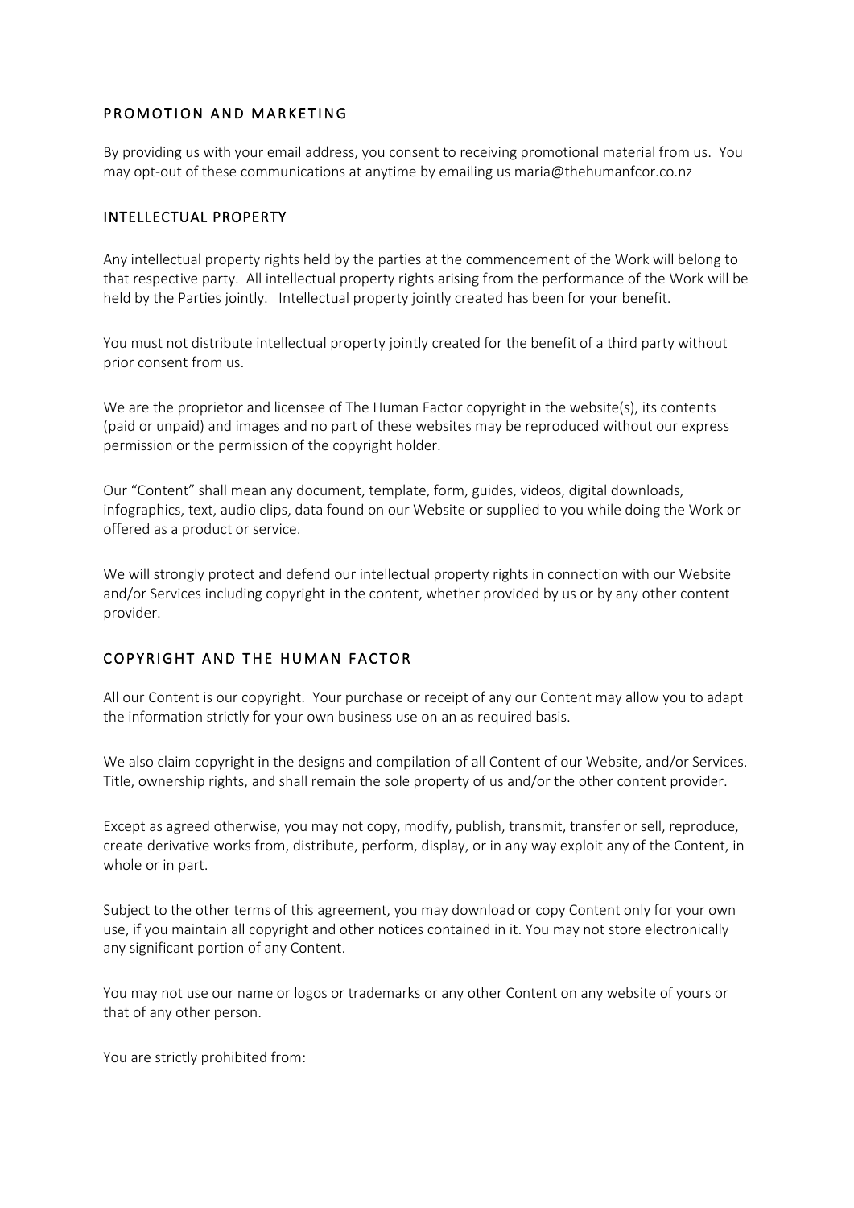## PROMOTION AND MARKETING

By providing us with your email address, you consent to receiving promotional material from us. You may opt-out of these communications at anytime by emailing us maria@thehumanfcor.co.nz

## INTELLECTUAL PROPERTY

Any intellectual property rights held by the parties at the commencement of the Work will belong to that respective party. All intellectual property rights arising from the performance of the Work will be held by the Parties jointly. Intellectual property jointly created has been for your benefit.

You must not distribute intellectual property jointly created for the benefit of a third party without prior consent from us.

We are the proprietor and licensee of The Human Factor copyright in the website(s), its contents (paid or unpaid) and images and no part of these websites may be reproduced without our express permission or the permission of the copyright holder.

Our "Content" shall mean any document, template, form, guides, videos, digital downloads, infographics, text, audio clips, data found on our Website or supplied to you while doing the Work or offered as a product or service.

We will strongly protect and defend our intellectual property rights in connection with our Website and/or Services including copyright in the content, whether provided by us or by any other content provider.

## COPYRIGHT AND THE HUMAN FACTOR

All our Content is our copyright. Your purchase or receipt of any our Content may allow you to adapt the information strictly for your own business use on an as required basis.

We also claim copyright in the designs and compilation of all Content of our Website, and/or Services. Title, ownership rights, and shall remain the sole property of us and/or the other content provider.

Except as agreed otherwise, you may not copy, modify, publish, transmit, transfer or sell, reproduce, create derivative works from, distribute, perform, display, or in any way exploit any of the Content, in whole or in part.

Subject to the other terms of this agreement, you may download or copy Content only for your own use, if you maintain all copyright and other notices contained in it. You may not store electronically any significant portion of any Content.

You may not use our name or logos or trademarks or any other Content on any website of yours or that of any other person.

You are strictly prohibited from: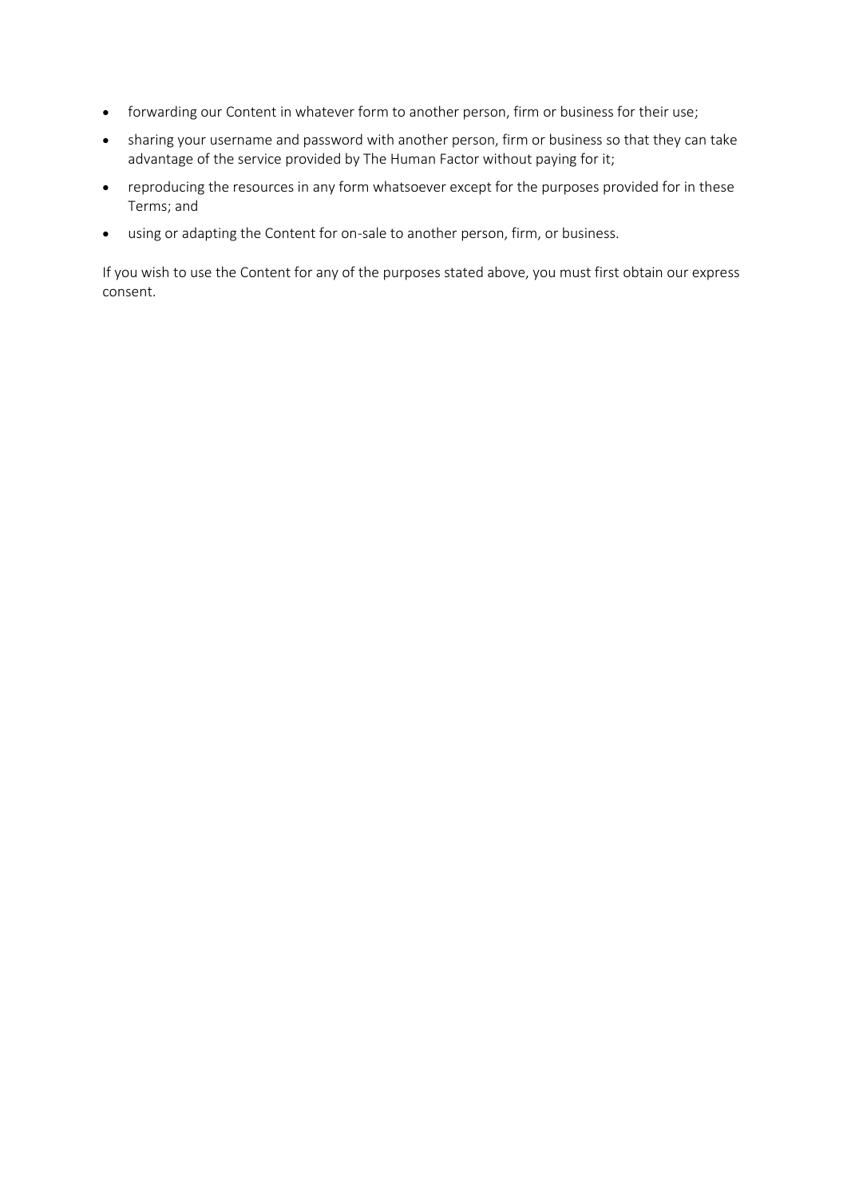- forwarding our Content in whatever form to another person, firm or business for their use;
- sharing your username and password with another person, firm or business so that they can take advantage of the service provided by The Human Factor without paying for it;
- reproducing the resources in any form whatsoever except for the purposes provided for in these Terms; and
- using or adapting the Content for on-sale to another person, firm, or business.

If you wish to use the Content for any of the purposes stated above, you must first obtain our express consent.